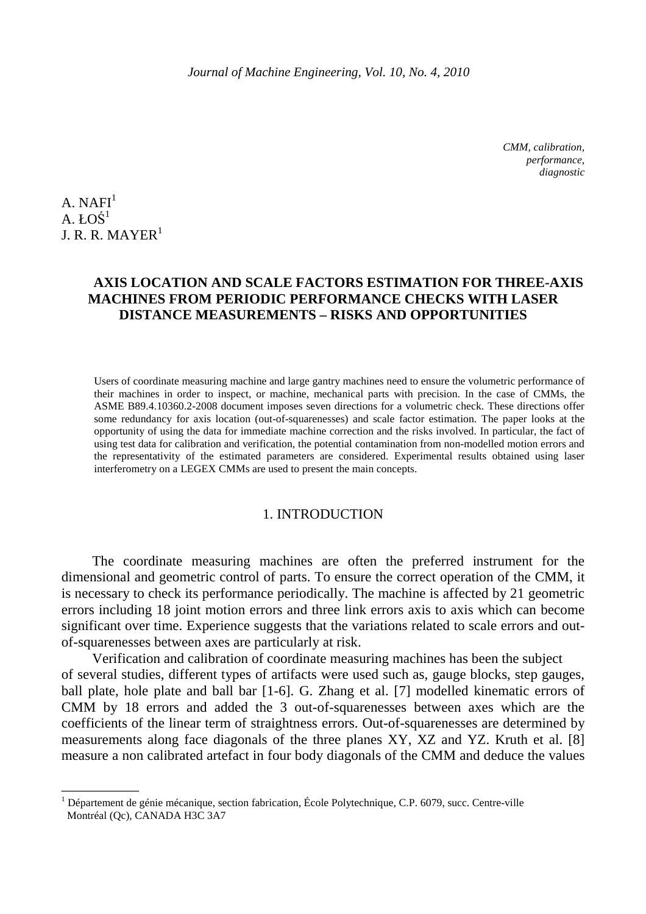*CMM, calibration, performance, diagnostic*

A. NAFI[1]
A. ŁOŚ[1]
J. R. R. MAYER[1]

# AXIS LOCATION AND SCALE FACTORS ESTIMATION FOR THREE-AXIS MACHINES FROM PERIODIC PERFORMANCE CHECKS WITH LASER DISTANCE MEASUREMENTS – RISKS AND OPPORTUNITIES

Users of coordinate measuring machine and large gantry machines need to ensure the volumetric performance of their machines in order to inspect, or machine, mechanical parts with precision. In the case of CMMs, the ASME B89.4.10360.2-2008 document imposes seven directions for a volumetric check. These directions offer some redundancy for axis location (out-of-squarenesses) and scale factor estimation. The paper looks at the opportunity of using the data for immediate machine correction and the risks involved. In particular, the fact of using test data for calibration and verification, the potential contamination from non-modelled motion errors and the representativity of the estimated parameters are considered. Experimental results obtained using laser interferometry on a LEGEX CMMs are used to present the main concepts.

## 1. INTRODUCTION

The coordinate measuring machines are often the preferred instrument for the dimensional and geometric control of parts. To ensure the correct operation of the CMM, it is necessary to check its performance periodically. The machine is affected by 21 geometric errors including 18 joint motion errors and three link errors axis to axis which can become significant over time. Experience suggests that the variations related to scale errors and out-of-squarenesses between axes are particularly at risk.

Verification and calibration of coordinate measuring machines has been the subject of several studies, different types of artifacts were used such as, gauge blocks, step gauges, ball plate, hole plate and ball bar [1-6]. G. Zhang et al. [7] modelled kinematic errors of CMM by 18 errors and added the 3 out-of-squarenesses between axes which are the coefficients of the linear term of straightness errors. Out-of-squarenesses are determined by measurements along face diagonals of the three planes XY, XZ and YZ. Kruth et al. [8] measure a non calibrated artefact in four body diagonals of the CMM and deduce the values

[1] Département de génie mécanique, section fabrication, École Polytechnique, C.P. 6079, succ. Centre-ville Montréal (Qc), CANADA H3C 3A7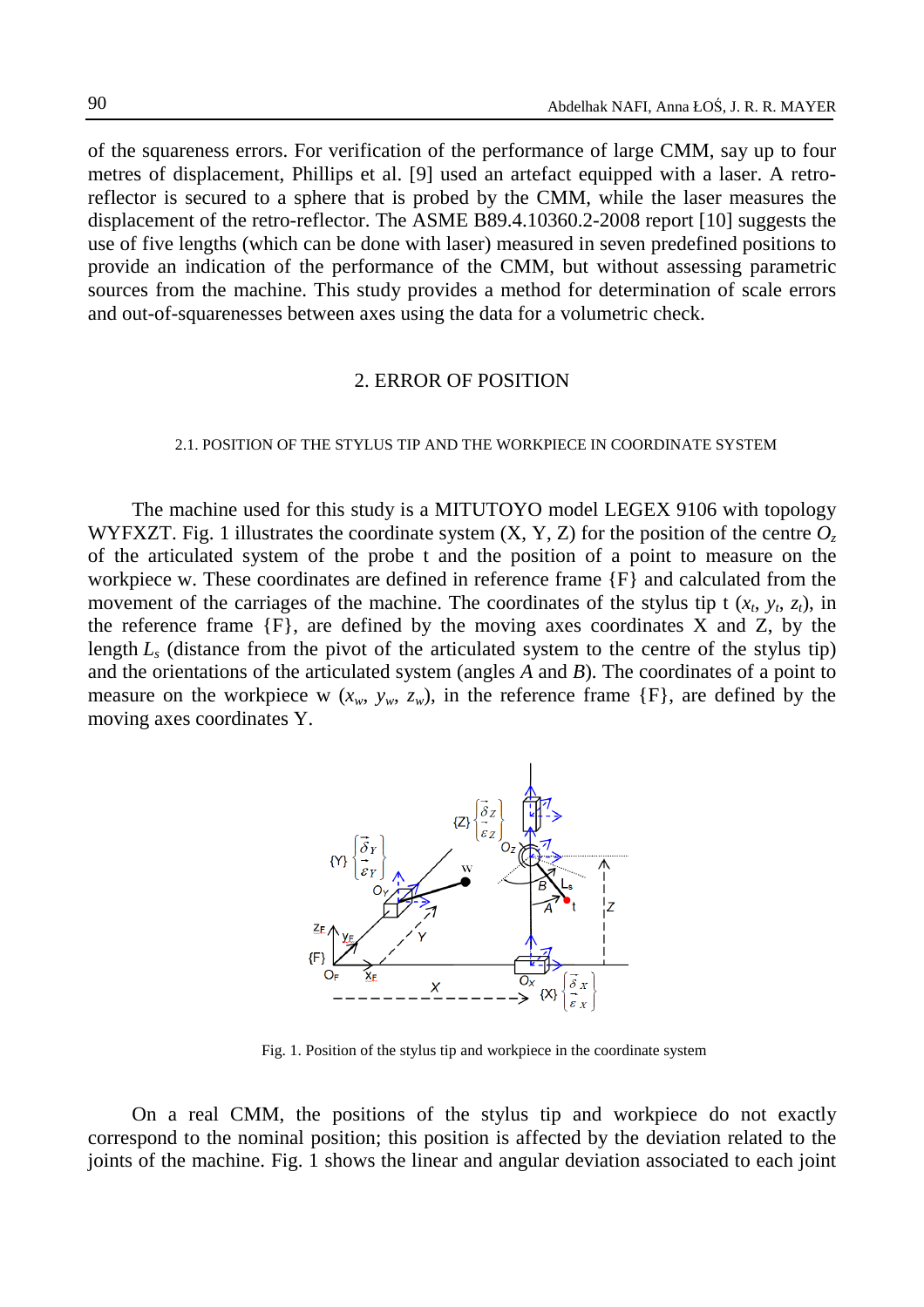of the squareness errors. For verification of the performance of large CMM, say up to four metres of displacement, Phillips et al. [9] used an artefact equipped with a laser. A retro-reflector is secured to a sphere that is probed by the CMM, while the laser measures the displacement of the retro-reflector. The ASME B89.4.10360.2-2008 report [10] suggests the use of five lengths (which can be done with laser) measured in seven predefined positions to provide an indication of the performance of the CMM, but without assessing parametric sources from the machine. This study provides a method for determination of scale errors and out-of-squarenesses between axes using the data for a volumetric check.

## 2. ERROR OF POSITION

### 2.1. POSITION OF THE STYLUS TIP AND THE WORKPIECE IN COORDINATE SYSTEM

The machine used for this study is a MITUTOYO model LEGEX 9106 with topology WYFXZT. Fig. 1 illustrates the coordinate system (X, Y, Z) for the position of the centre $O_z$ of the articulated system of the probe t and the position of a point to measure on the workpiece w. These coordinates are defined in reference frame {F} and calculated from the movement of the carriages of the machine. The coordinates of the stylus tip t ($x_t$, $y_t$, $z_t$), in the reference frame {F}, are defined by the moving axes coordinates X and Z, by the length $L_s$ (distance from the pivot of the articulated system to the centre of the stylus tip) and the orientations of the articulated system (angles $A$ and $B$). The coordinates of a point to measure on the workpiece w ($x_w$, $y_w$, $z_w$), in the reference frame {F}, are defined by the moving axes coordinates Y.

Fig. 1. Position of the stylus tip and workpiece in the coordinate system

On a real CMM, the positions of the stylus tip and workpiece do not exactly correspond to the nominal position; this position is affected by the deviation related to the joints of the machine. Fig. 1 shows the linear and angular deviation associated to each joint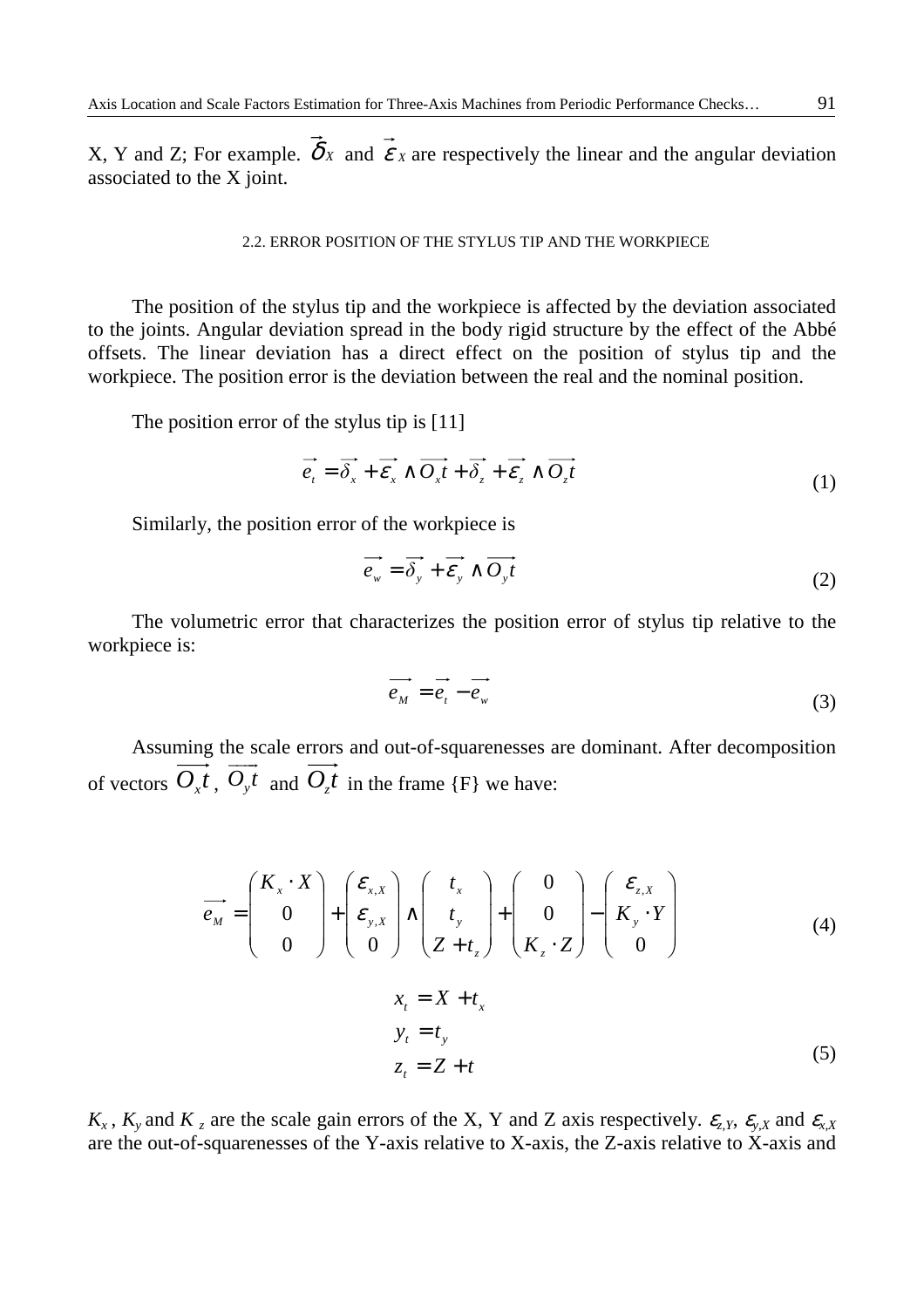X, Y and Z; For example. $\vec{\delta}_X$ and $\vec{\varepsilon}_X$ are respectively the linear and the angular deviation associated to the X joint.

### 2.2. ERROR POSITION OF THE STYLUS TIP AND THE WORKPIECE

The position of the stylus tip and the workpiece is affected by the deviation associated to the joints. Angular deviation spread in the body rigid structure by the effect of the Abbé offsets. The linear deviation has a direct effect on the position of stylus tip and the workpiece. The position error is the deviation between the real and the nominal position.

The position error of the stylus tip is [11]

$$\vec{e_t} = \vec{\delta_x} + \vec{\varepsilon_x} \wedge \overrightarrow{O_x t} + \vec{\delta_z} + \vec{\varepsilon_z} \wedge \overrightarrow{O_z t} \tag{1}$$

Similarly, the position error of the workpiece is

$$\vec{e_w} = \vec{\delta_y} + \vec{\varepsilon_y} \wedge \overrightarrow{O_y t} \tag{2}$$

The volumetric error that characterizes the position error of stylus tip relative to the workpiece is:

$$\overrightarrow{e_M} = \vec{e_t} - \vec{e_w} \tag{3}$$

Assuming the scale errors and out-of-squarenesses are dominant. After decomposition of vectors $\overrightarrow{O_x t}$, $\overrightarrow{O_y t}$ and $\overrightarrow{O_z t}$ in the frame {F} we have:

$$\overrightarrow{e_M} = \begin{pmatrix} K_x \cdot X \\ 0 \\ 0 \end{pmatrix} + \begin{pmatrix} \varepsilon_{x,X} \\ \varepsilon_{y,X} \\ 0 \end{pmatrix} \wedge \begin{pmatrix} t_x \\ t_y \\ Z + t_z \end{pmatrix} + \begin{pmatrix} 0 \\ 0 \\ K_z \cdot Z \end{pmatrix} - \begin{pmatrix} \varepsilon_{z,X} \\ K_y \cdot Y \\ 0 \end{pmatrix} \tag{4}$$

$$\begin{aligned} x_t &= X + t_x \\ y_t &= t_y \\ z_t &= Z + t \end{aligned} \tag{5}$$

$K_x$, $K_y$ and $K_z$ are the scale gain errors of the X, Y and Z axis respectively. $\varepsilon_{z,Y}$, $\varepsilon_{y,X}$ and $\varepsilon_{x,X}$ are the out-of-squarenesses of the Y-axis relative to X-axis, the Z-axis relative to X-axis and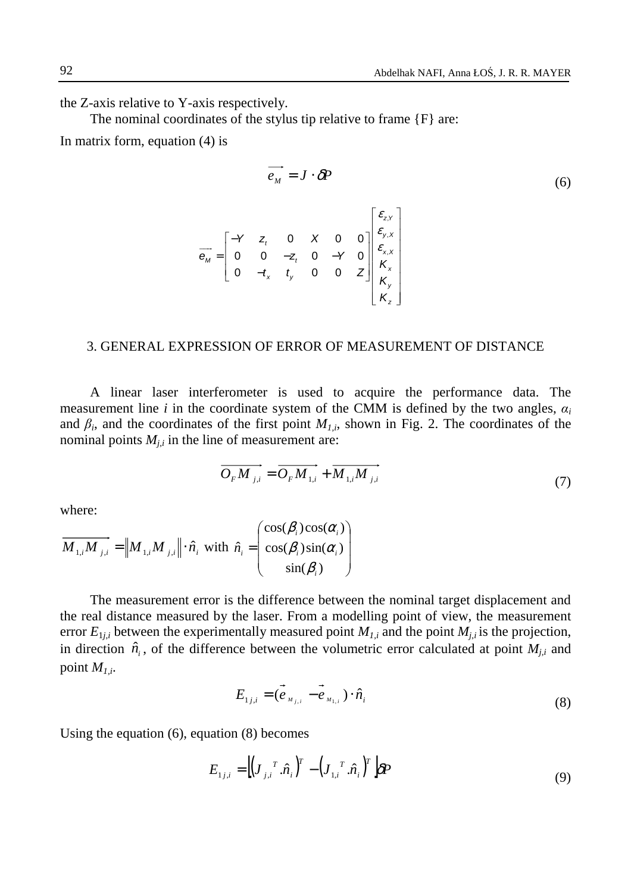the Z-axis relative to Y-axis respectively.

The nominal coordinates of the stylus tip relative to frame {F} are:

In matrix form, equation (4) is

$$\overrightarrow{e_M} = J \cdot \delta P \tag{6}$$

$$\overrightarrow{e_M} = \begin{bmatrix} -Y & z_t & 0 & X & 0 & 0 \\ 0 & 0 & -z_t & 0 & -Y & 0 \\ 0 & -t_x & t_y & 0 & 0 & Z \end{bmatrix} \begin{bmatrix} \varepsilon_{z,Y} \\ \varepsilon_{y,X} \\ \varepsilon_{x,X} \\ K_x \\ K_y \\ K_z \end{bmatrix}$$

## 3. GENERAL EXPRESSION OF ERROR OF MEASUREMENT OF DISTANCE

A linear laser interferometer is used to acquire the performance data. The measurement line $i$ in the coordinate system of the CMM is defined by the two angles, $\alpha_i$ and $\beta_i$, and the coordinates of the first point $M_{1,i}$, shown in Fig. 2. The coordinates of the nominal points $M_{j,i}$ in the line of measurement are:

$$\overrightarrow{O_F M_{j,i}} = \overrightarrow{O_F M_{1,i}} + \overrightarrow{M_{1,i} M_{j,i}} \tag{7}$$

where:

$$\overrightarrow{M_{1,i} M_{j,i}} = \left\| M_{1,i} M_{j,i} \right\| \cdot \hat{n}_i \text{ with } \hat{n}_i = \begin{pmatrix} \cos(\beta_i)\cos(\alpha_i) \\ \cos(\beta_i)\sin(\alpha_i) \\ \sin(\beta_i) \end{pmatrix}$$

The measurement error is the difference between the nominal target displacement and the real distance measured by the laser. From a modelling point of view, the measurement error $E_{1j,i}$ between the experimentally measured point $M_{1,i}$ and the point $M_{j,i}$ is the projection, in direction $\hat{n}_i$, of the difference between the volumetric error calculated at point $M_{j,i}$ and point $M_{1,i}$.

$$E_{1j,i} = (\vec{e}_{M_{j,i}} - \vec{e}_{M_{1,i}}) \cdot \hat{n}_i \tag{8}$$

Using the equation (6), equation (8) becomes

$$E_{1j,i} = \left[ \left( J_{j,i}{}^T . \hat{n}_i \right)^T - \left( J_{1,i}{}^T . \hat{n}_i \right)^T \right] \delta P \tag{9}$$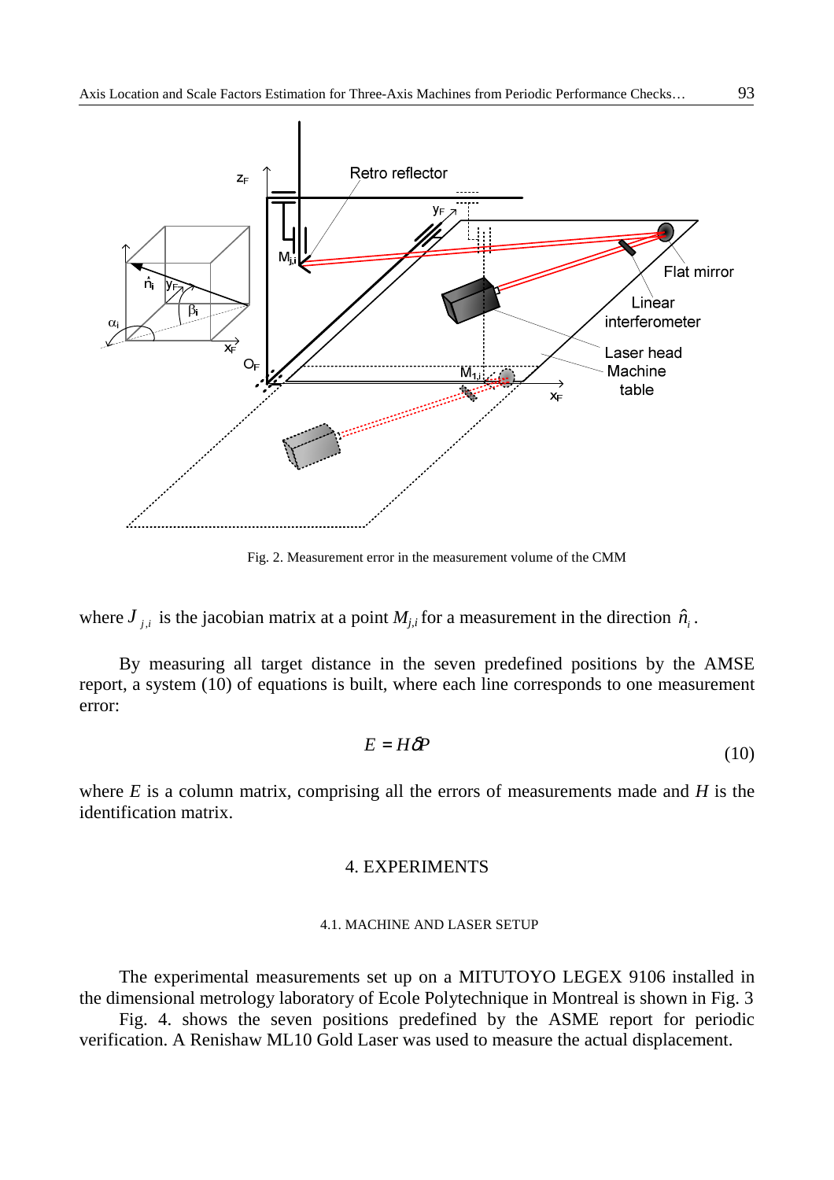Fig. 2. Measurement error in the measurement volume of the CMM

where $J_{j,i}$ is the jacobian matrix at a point $M_{j,i}$ for a measurement in the direction $\hat{n}_i$.

By measuring all target distance in the seven predefined positions by the AMSE report, a system (10) of equations is built, where each line corresponds to one measurement error:

$$E = H\delta P \tag{10}$$

where $E$ is a column matrix, comprising all the errors of measurements made and $H$ is the identification matrix.

## 4. EXPERIMENTS

### 4.1. MACHINE AND LASER SETUP

The experimental measurements set up on a MITUTOYO LEGEX 9106 installed in the dimensional metrology laboratory of Ecole Polytechnique in Montreal is shown in Fig. 3

Fig. 4. shows the seven positions predefined by the ASME report for periodic verification. A Renishaw ML10 Gold Laser was used to measure the actual displacement.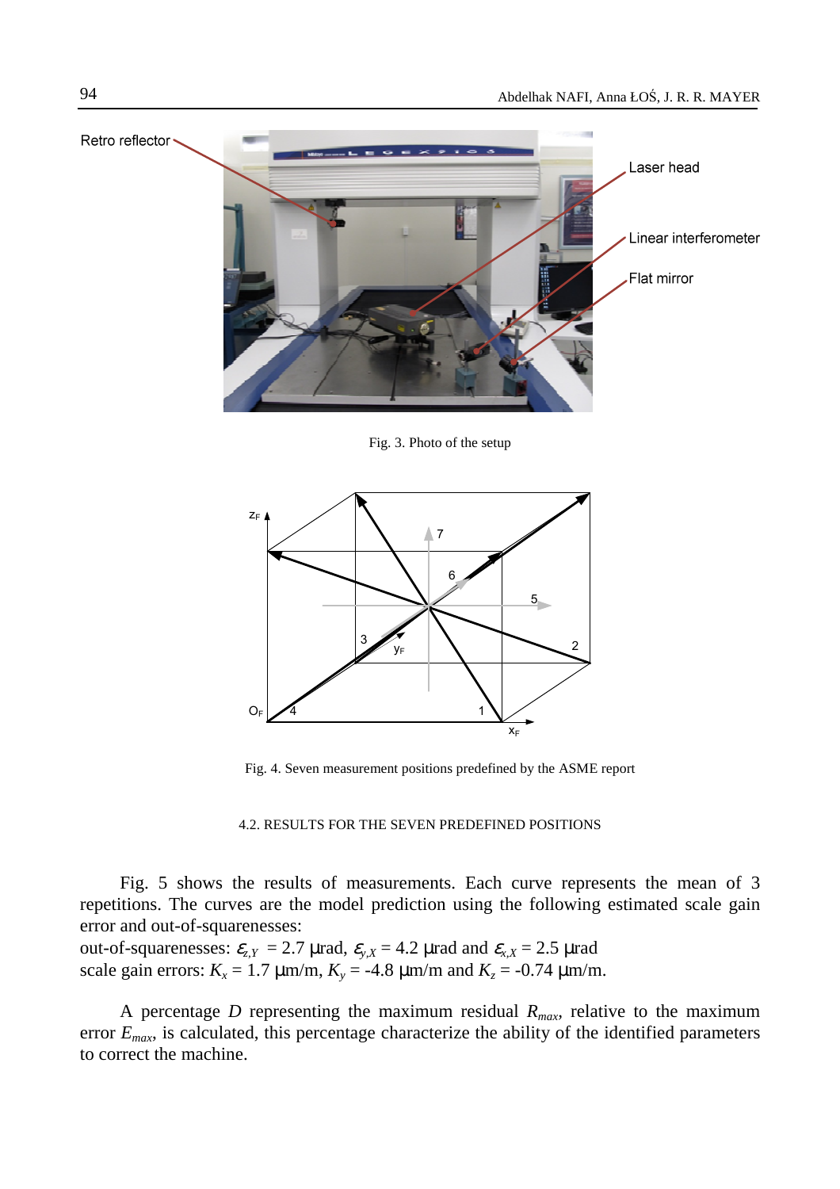Fig. 3. Photo of the setup

Fig. 4. Seven measurement positions predefined by the ASME report

### 4.2. RESULTS FOR THE SEVEN PREDEFINED POSITIONS

Fig. 5 shows the results of measurements. Each curve represents the mean of 3 repetitions. The curves are the model prediction using the following estimated scale gain error and out-of-squarenesses:

out-of-squarenesses: $\varepsilon_{z,Y}$ = 2.7 µrad, $\varepsilon_{y,X}$ = 4.2 µrad and $\varepsilon_{x,X}$ = 2.5 µrad
scale gain errors: $K_x$ = 1.7 µm/m, $K_y$ = -4.8 µm/m and $K_z$ = -0.74 µm/m.

A percentage $D$ representing the maximum residual $R_{max}$, relative to the maximum error $E_{max}$, is calculated, this percentage characterize the ability of the identified parameters to correct the machine.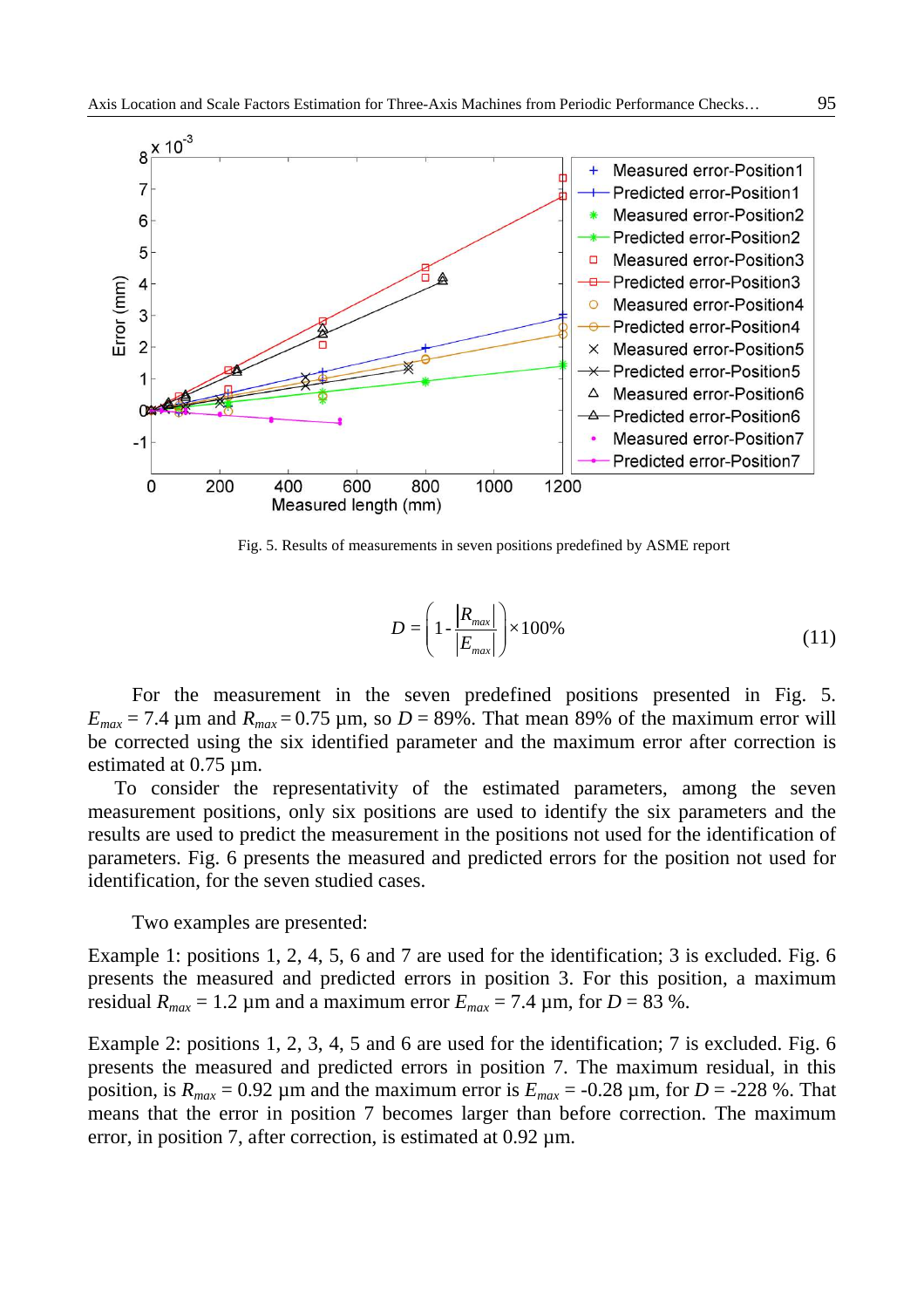Fig. 5. Results of measurements in seven positions predefined by ASME report

$$D = \left(1 - \frac{|R_{max}|}{|E_{max}|}\right) \times 100\% \tag{11}$$

For the measurement in the seven predefined positions presented in Fig. 5. $E_{max}$ = 7.4 µm and $R_{max}$ = 0.75 µm, so $D$ = 89%. That mean 89% of the maximum error will be corrected using the six identified parameter and the maximum error after correction is estimated at 0.75 µm.

To consider the representativity of the estimated parameters, among the seven measurement positions, only six positions are used to identify the six parameters and the results are used to predict the measurement in the positions not used for the identification of parameters. Fig. 6 presents the measured and predicted errors for the position not used for identification, for the seven studied cases.

Two examples are presented:

Example 1: positions 1, 2, 4, 5, 6 and 7 are used for the identification; 3 is excluded. Fig. 6 presents the measured and predicted errors in position 3. For this position, a maximum residual $R_{max}$ = 1.2 µm and a maximum error $E_{max}$ = 7.4 µm, for $D$ = 83 %.

Example 2: positions 1, 2, 3, 4, 5 and 6 are used for the identification; 7 is excluded. Fig. 6 presents the measured and predicted errors in position 7. The maximum residual, in this position, is $R_{max}$ = 0.92 µm and the maximum error is $E_{max}$ = -0.28 µm, for $D$ = -228 %. That means that the error in position 7 becomes larger than before correction. The maximum error, in position 7, after correction, is estimated at 0.92 µm.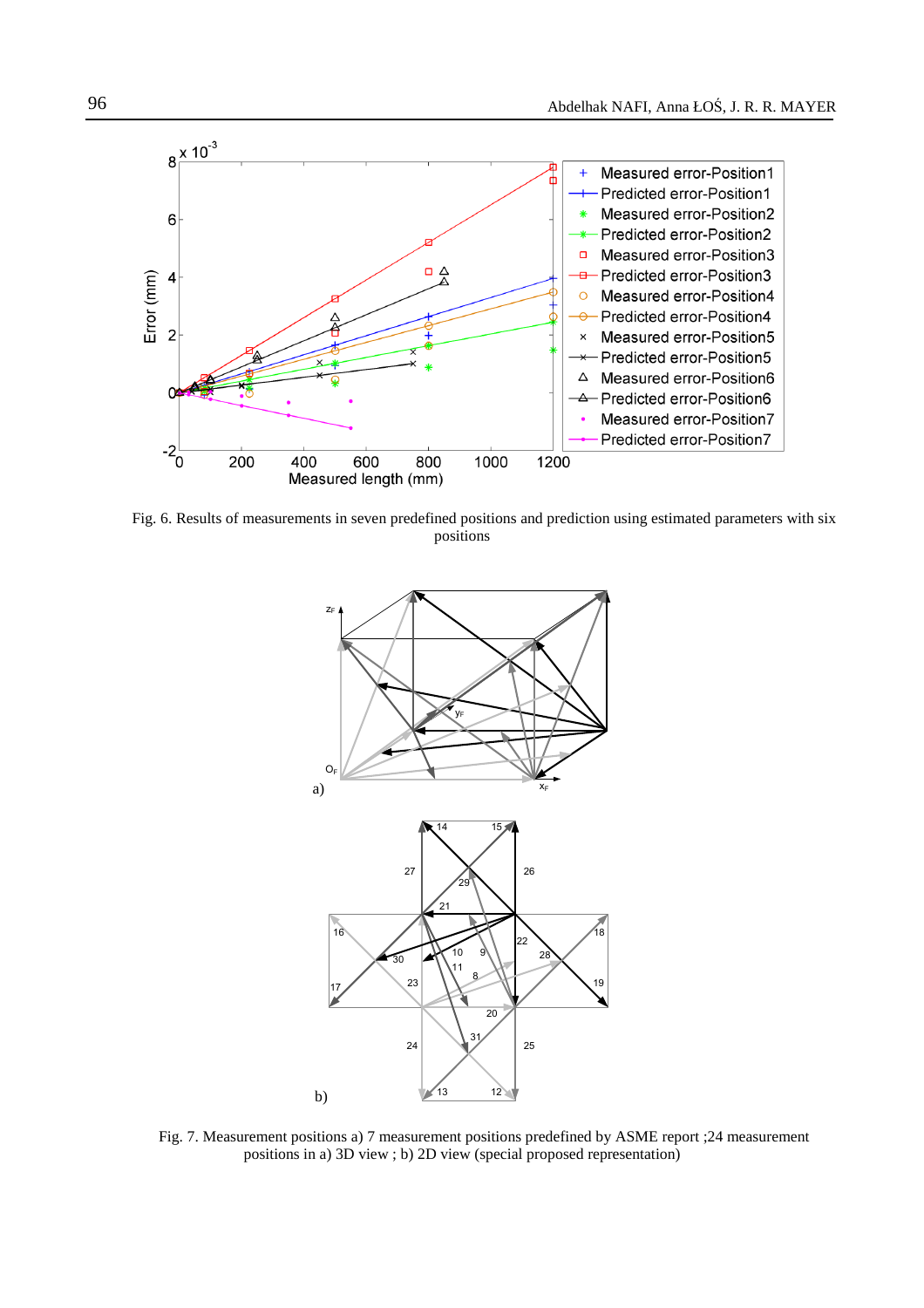Fig. 6. Results of measurements in seven predefined positions and prediction using estimated parameters with six positions

Fig. 7. Measurement positions a) 7 measurement positions predefined by ASME report ;24 measurement positions in a) 3D view ; b) 2D view (special proposed representation)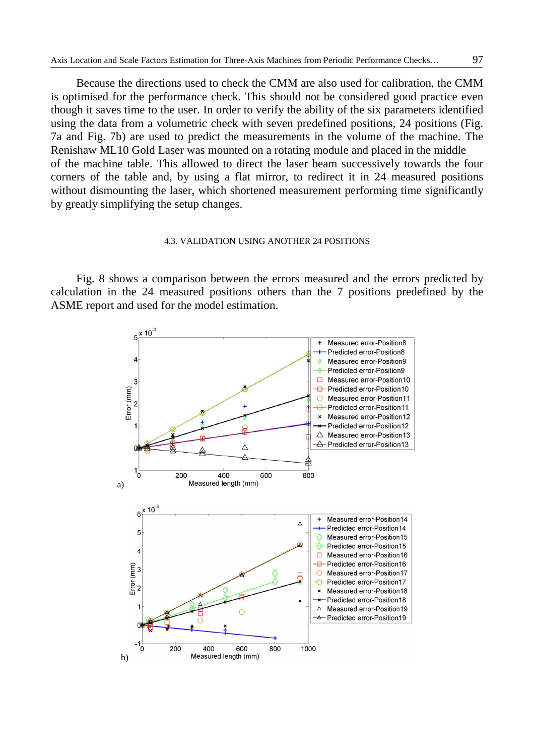Because the directions used to check the CMM are also used for calibration, the CMM is optimised for the performance check. This should not be considered good practice even though it saves time to the user. In order to verify the ability of the six parameters identified using the data from a volumetric check with seven predefined positions, 24 positions (Fig. 7a and Fig. 7b) are used to predict the measurements in the volume of the machine. The Renishaw ML10 Gold Laser was mounted on a rotating module and placed in the middle of the machine table. This allowed to direct the laser beam successively towards the four corners of the table and, by using a flat mirror, to redirect it in 24 measured positions without dismounting the laser, which shortened measurement performing time significantly by greatly simplifying the setup changes.

### 4.3. VALIDATION USING ANOTHER 24 POSITIONS

Fig. 8 shows a comparison between the errors measured and the errors predicted by calculation in the 24 measured positions others than the 7 positions predefined by the ASME report and used for the model estimation.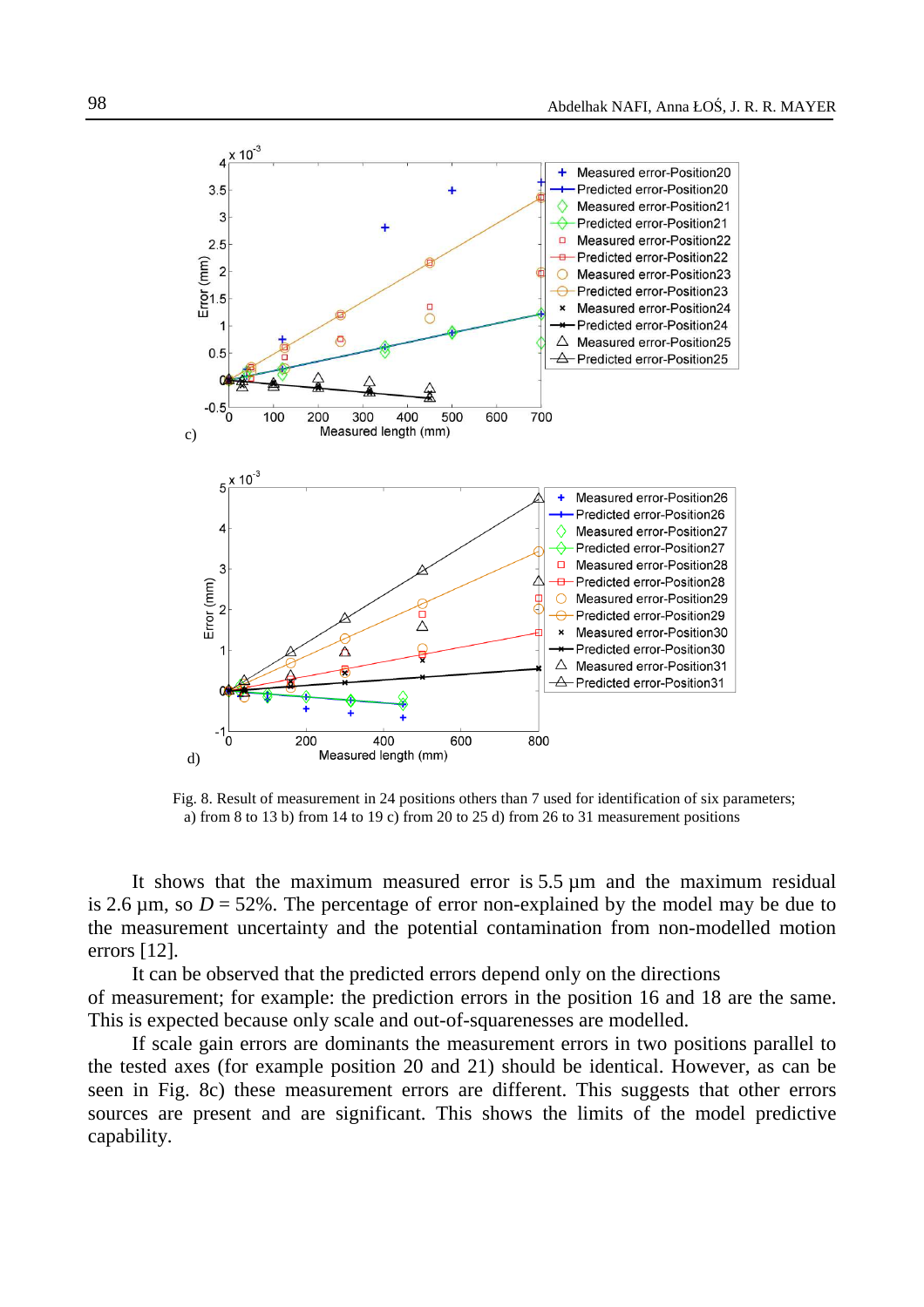Fig. 8. Result of measurement in 24 positions others than 7 used for identification of six parameters; a) from 8 to 13 b) from 14 to 19 c) from 20 to 25 d) from 26 to 31 measurement positions

It shows that the maximum measured error is 5.5 µm and the maximum residual is 2.6 µm, so $D$ = 52%. The percentage of error non-explained by the model may be due to the measurement uncertainty and the potential contamination from non-modelled motion errors [12].

It can be observed that the predicted errors depend only on the directions of measurement; for example: the prediction errors in the position 16 and 18 are the same. This is expected because only scale and out-of-squarenesses are modelled.

If scale gain errors are dominants the measurement errors in two positions parallel to the tested axes (for example position 20 and 21) should be identical. However, as can be seen in Fig. 8c) these measurement errors are different. This suggests that other errors sources are present and are significant. This shows the limits of the model predictive capability.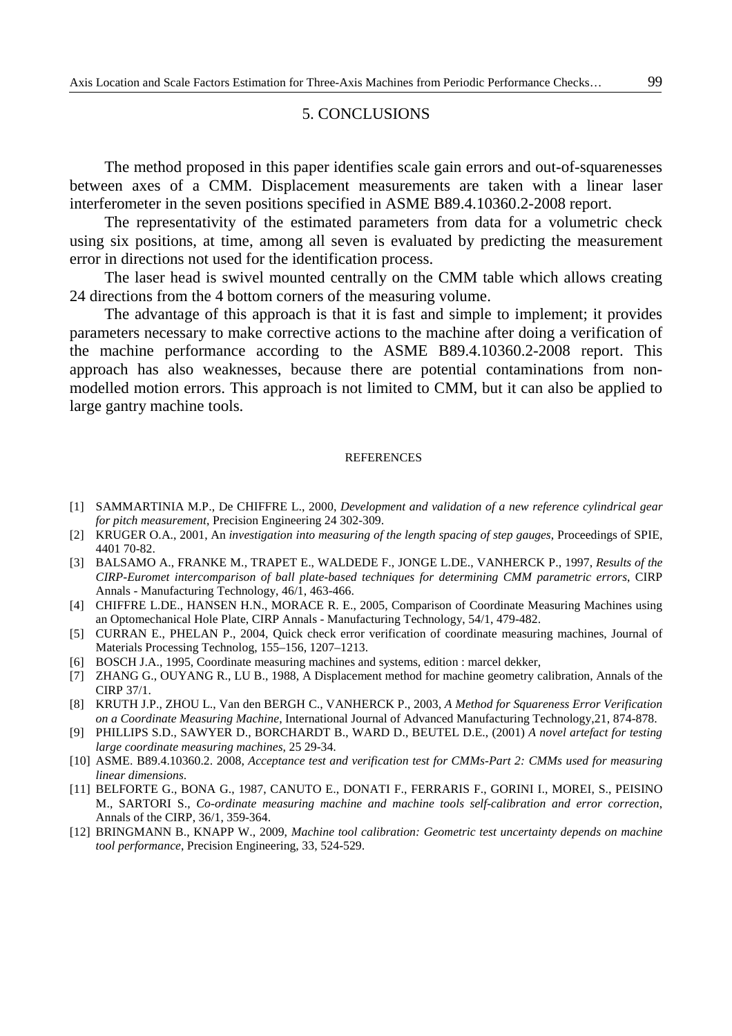## 5. CONCLUSIONS

The method proposed in this paper identifies scale gain errors and out-of-squarenesses between axes of a CMM. Displacement measurements are taken with a linear laser interferometer in the seven positions specified in ASME B89.4.10360.2-2008 report.

The representativity of the estimated parameters from data for a volumetric check using six positions, at time, among all seven is evaluated by predicting the measurement error in directions not used for the identification process.

The laser head is swivel mounted centrally on the CMM table which allows creating 24 directions from the 4 bottom corners of the measuring volume.

The advantage of this approach is that it is fast and simple to implement; it provides parameters necessary to make corrective actions to the machine after doing a verification of the machine performance according to the ASME B89.4.10360.2-2008 report. This approach has also weaknesses, because there are potential contaminations from non-modelled motion errors. This approach is not limited to CMM, but it can also be applied to large gantry machine tools.

### REFERENCES

[1] SAMMARTINIA M.P., De CHIFFRE L., 2000, *Development and validation of a new reference cylindrical gear for pitch measurement*, Precision Engineering 24 302-309.

[2] KRUGER O.A., 2001, An *investigation into measuring of the length spacing of step gauges*, Proceedings of SPIE, 4401 70-82.

[3] BALSAMO A., FRANKE M., TRAPET E., WALDEDE F., JONGE L.DE., VANHERCK P., 1997, *Results of the CIRP-Euromet intercomparison of ball plate-based techniques for determining CMM parametric errors*, CIRP Annals - Manufacturing Technology, 46/1, 463-466.

[4] CHIFFRE L.DE., HANSEN H.N., MORACE R. E., 2005, Comparison of Coordinate Measuring Machines using an Optomechanical Hole Plate, CIRP Annals - Manufacturing Technology, 54/1, 479-482.

[5] CURRAN E., PHELAN P., 2004, Quick check error verification of coordinate measuring machines, Journal of Materials Processing Technolog, 155–156, 1207–1213.

[6] BOSCH J.A., 1995, Coordinate measuring machines and systems, edition : marcel dekker,

[7] ZHANG G., OUYANG R., LU B., 1988, A Displacement method for machine geometry calibration, Annals of the CIRP 37/1.

[8] KRUTH J.P., ZHOU L., Van den BERGH C., VANHERCK P., 2003, *A Method for Squareness Error Verification on a Coordinate Measuring Machine*, International Journal of Advanced Manufacturing Technology,21, 874-878.

[9] PHILLIPS S.D., SAWYER D., BORCHARDT B., WARD D., BEUTEL D.E., (2001) *A novel artefact for testing large coordinate measuring machines*, 25 29-34.

[10] ASME. B89.4.10360.2. 2008, *Acceptance test and verification test for CMMs-Part 2: CMMs used for measuring linear dimensions*.

[11] BELFORTE G., BONA G., 1987, CANUTO E., DONATI F., FERRARIS F., GORINI I., MOREI, S., PEISINO M., SARTORI S., *Co-ordinate measuring machine and machine tools self-calibration and error correction*, Annals of the CIRP, 36/1, 359-364.

[12] BRINGMANN B., KNAPP W., 2009, *Machine tool calibration: Geometric test uncertainty depends on machine tool performance*, Precision Engineering, 33, 524-529.